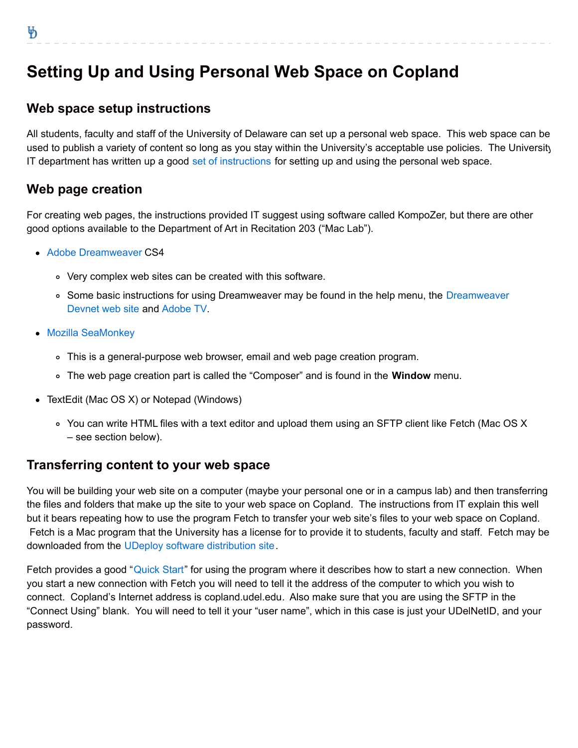# Setting Up and Using Personal Web Space on Copland

## Web space setup instructions

All students, faculty and staff of the University of Delaware can set up a personal web space.  This web space can be used to publish a variety of content so long as you stay within the University's acceptable use policies.  The University IT department has written up a good set of instructions for setting up and using the personal web space.

## Web page creation

For creating web pages, the instructions provided IT suggest using software called KompoZer, but there are other good options available to the Department of Art in Recitation 203 ("Mac Lab").

- Adobe Dreamweaver CS4
  - Very complex web sites can be created with this software.
  - Some basic instructions for using Dreamweaver may be found in the help menu, the Dreamweaver Devnet web site and Adobe TV.
- Mozilla SeaMonkey
  - This is a general-purpose web browser, email and web page creation program.
  - The web page creation part is called the "Composer" and is found in the **Window** menu.
- TextEdit (Mac OS X) or Notepad (Windows)
  - You can write HTML files with a text editor and upload them using an SFTP client like Fetch (Mac OS X – see section below).

## Transferring content to your web space

You will be building your web site on a computer (maybe your personal one or in a campus lab) and then transferring the files and folders that make up the site to your web space on Copland.  The instructions from IT explain this well but it bears repeating how to use the program Fetch to transfer your web site's files to your web space on Copland.  Fetch is a Mac program that the University has a license for to provide it to students, faculty and staff.  Fetch may be downloaded from the UDeploy software distribution site.

Fetch provides a good "Quick Start" for using the program where it describes how to start a new connection.  When you start a new connection with Fetch you will need to tell it the address of the computer to which you wish to connect.  Copland's Internet address is copland.udel.edu.  Also make sure that you are using the SFTP in the "Connect Using" blank.  You will need to tell it your "user name", which in this case is just your UDelNetID, and your password.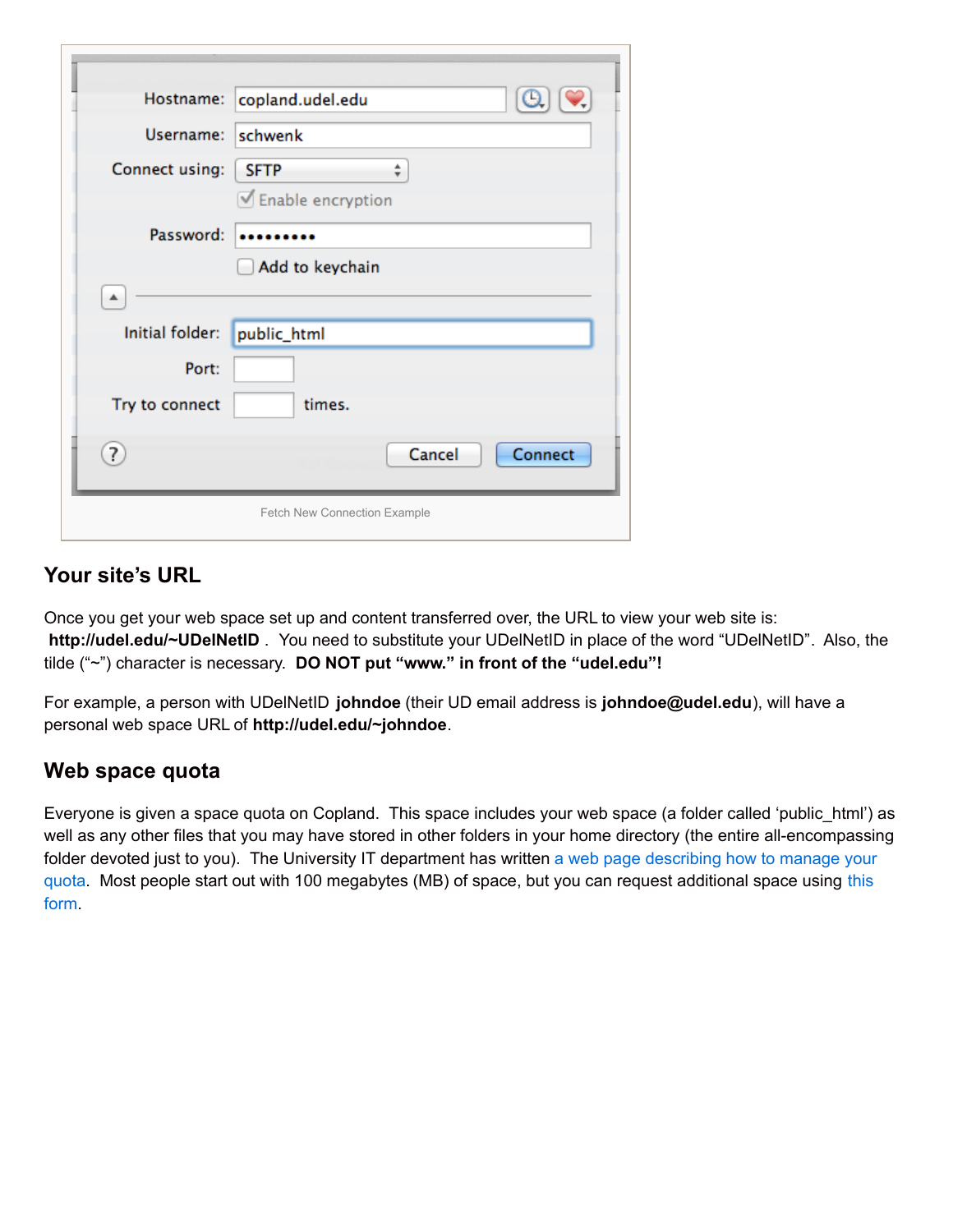Fetch New Connection Example

## Your site's URL

Once you get your web space set up and content transferred over, the URL to view your web site is: **http://udel.edu/~UDelNetID** . You need to substitute your UDelNetID in place of the word "UDelNetID". Also, the tilde ("~") character is necessary. **DO NOT put "www." in front of the "udel.edu"!**

For example, a person with UDelNetID **johndoe** (their UD email address is **johndoe@udel.edu**), will have a personal web space URL of **http://udel.edu/~johndoe**.

## Web space quota

Everyone is given a space quota on Copland. This space includes your web space (a folder called 'public_html') as well as any other files that you may have stored in other folders in your home directory (the entire all-encompassing folder devoted just to you). The University IT department has written a web page describing how to manage your quota. Most people start out with 100 megabytes (MB) of space, but you can request additional space using this form.